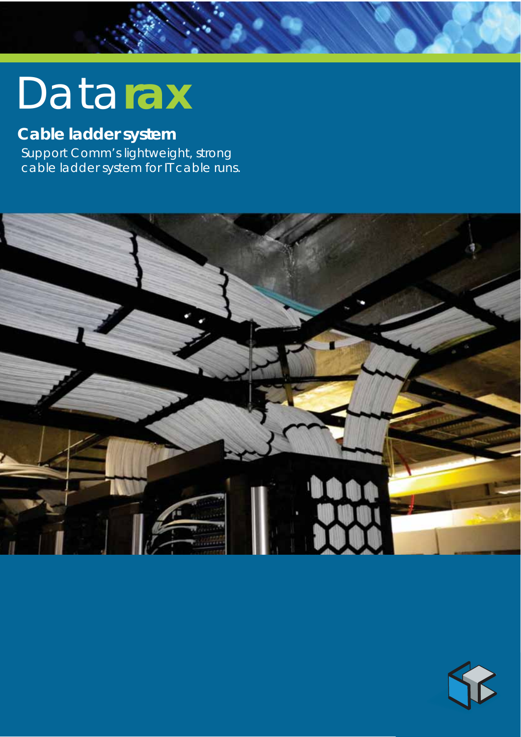# Datarax

## Cable ladder system

Support Comm's lightweight, strong cable ladder system for IT cable runs.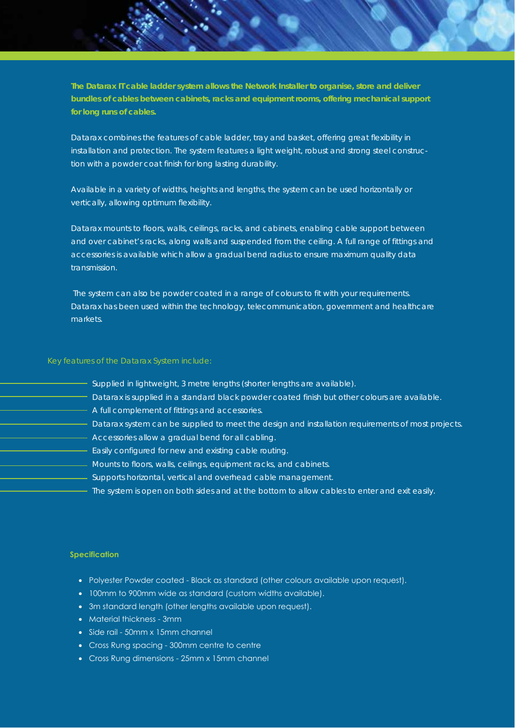**The Datarax IT cable ladder system allows the Network Installer to organise, store and deliver bundles of cables between cabinets, racks and equipment rooms, offering mechanical support for long runs of cables.**

Datarax combines the features of cable ladder, tray and basket, offering great flexibility in installation and protection. The system features a light weight, robust and strong steel construction with a powder coat finish for long lasting durability.

Available in a variety of widths, heights and lengths, the system can be used horizontally or vertically, allowing optimum flexibility.

Datarax mounts to floors, walls, ceilings, racks, and cabinets, enabling cable support between and over cabinet's racks, along walls and suspended from the ceiling. A full range of fittings and accessories is available which allow a gradual bend radius to ensure maximum quality data transmission.

The system can also be powder coated in a range of colours to fit with your requirements. Datarax has been used within the technology, telecommunication, government and healthcare markets.

## Key features of the Datarax System include:

- Supplied in lightweight, 3 metre lengths (shorter lengths are available).
- Datarax is supplied in a standard black powder coated finish but other colours are available.
- A full complement of fittings and accessories.
- Datarax system can be supplied to meet the design and installation requirements of most projects.
- Accessories allow a gradual bend for all cabling.
- Easily configured for new and existing cable routing.
- Mounts to floors, walls, ceilings, equipment racks, and cabinets.
- Supports horizontal, vertical and overhead cable management.
- The system is open on both sides and at the bottom to allow cables to enter and exit easily.

## Specification

- Polyester Powder coated - Black as standard (other colours available upon request).
- 100mm to 900mm wide as standard (custom widths available).
- 3m standard length (other lengths available upon request).
- Material thickness - 3mm
- Side rail - 50mm x 15mm channel
- Cross Rung spacing - 300mm centre to centre
- Cross Rung dimensions - 25mm x 15mm channel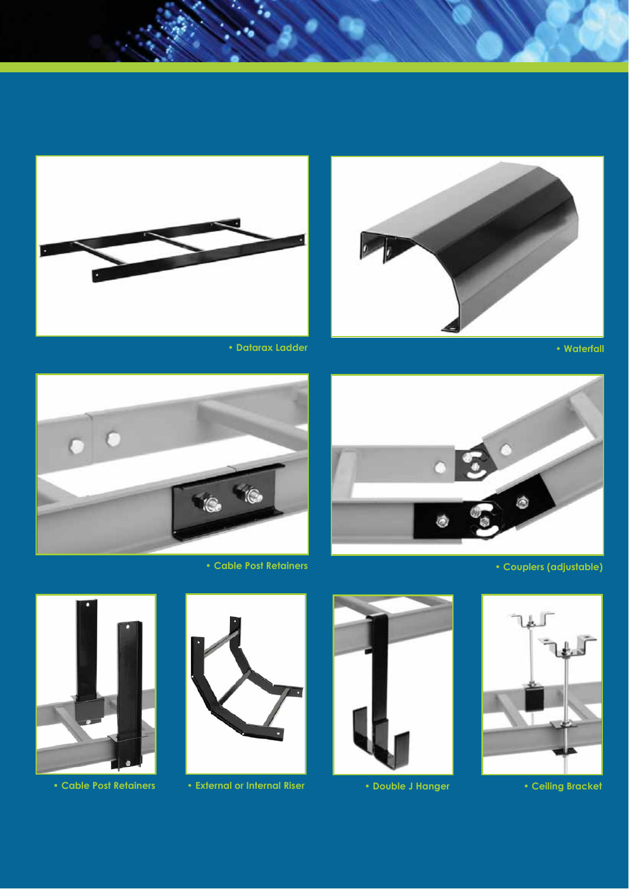• Datarax Ladder

• Waterfall

• Cable Post Retainers

• Couplers (adjustable)

• Cable Post Retainers

• External or Internal Riser

• Double J Hanger

• Ceiling Bracket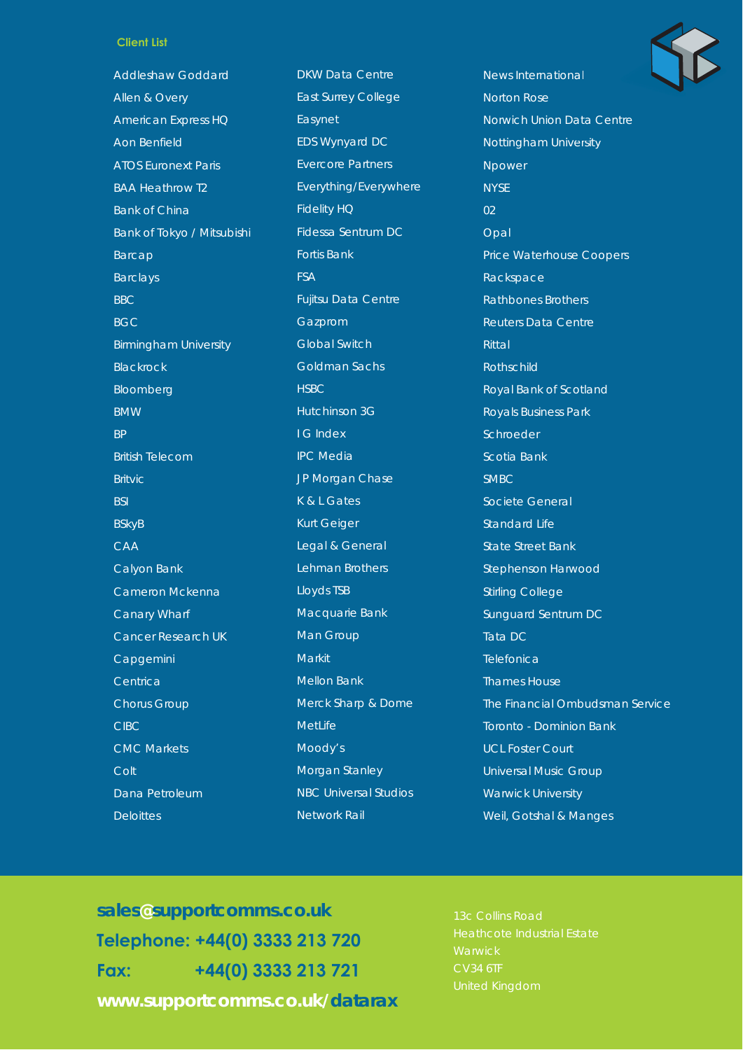## Client List

- Addleshaw Goddard
- Allen & Overy
- American Express HQ
- Aon Benfield
- ATOS Euronext Paris
- BAA Heathrow T2
- Bank of China
- Bank of Tokyo / Mitsubishi
- Barcap
- Barclays
- BBC
- BGC
- Birmingham University
- Blackrock
- Bloomberg
- BMW
- BP
- British Telecom
- Britvic
- BSI
- BSkyB
- CAA
- Calyon Bank
- Cameron Mckenna
- Canary Wharf
- Cancer Research UK
- Capgemini
- Centrica
- Chorus Group
- CIBC
- CMC Markets
- Colt
- Dana Petroleum
- Deloittes
- DKW Data Centre
- East Surrey College
- Easynet
- EDS Wynyard DC
- Evercore Partners
- Everything/Everywhere
- Fidelity HQ
- Fidessa Sentrum DC
- Fortis Bank
- FSA
- Fujitsu Data Centre
- Gazprom
- Global Switch
- Goldman Sachs
- HSBC
- Hutchinson 3G
- I G Index
- IPC Media
- J P Morgan Chase
- K & L Gates
- Kurt Geiger
- Legal & General
- Lehman Brothers
- Lloyds TSB
- Macquarie Bank
- Man Group
- Markit
- Mellon Bank
- Merck Sharp & Dome
- MetLife
- Moody's
- Morgan Stanley
- NBC Universal Studios
- Network Rail
- News International
- Norton Rose
- Norwich Union Data Centre
- Nottingham University
- Npower
- NYSE
- 02
- Opal
- Price Waterhouse Coopers
- Rackspace
- Rathbones Brothers
- Reuters Data Centre
- Rittal
- Rothschild
- Royal Bank of Scotland
- Royals Business Park
- Schroeder
- Scotia Bank
- SMBC
- Societe General
- Standard Life
- State Street Bank
- Stephenson Harwood
- Stirling College
- Sunguard Sentrum DC
- Tata DC
- Telefonica
- Thames House
- The Financial Ombudsman Service
- Toronto - Dominion Bank
- UCL Foster Court
- Universal Music Group
- Warwick University
- Weil, Gotshal & Manges

**sales@supportcomms.co.uk**

**Telephone: +44(0) 3333 213 720**

**Fax: +44(0) 3333 213 721**

**www.supportcomms.co.uk/datarax**

13c Collins Road
Heathcote Industrial Estate
Warwick
CV34 6TF
United Kingdom